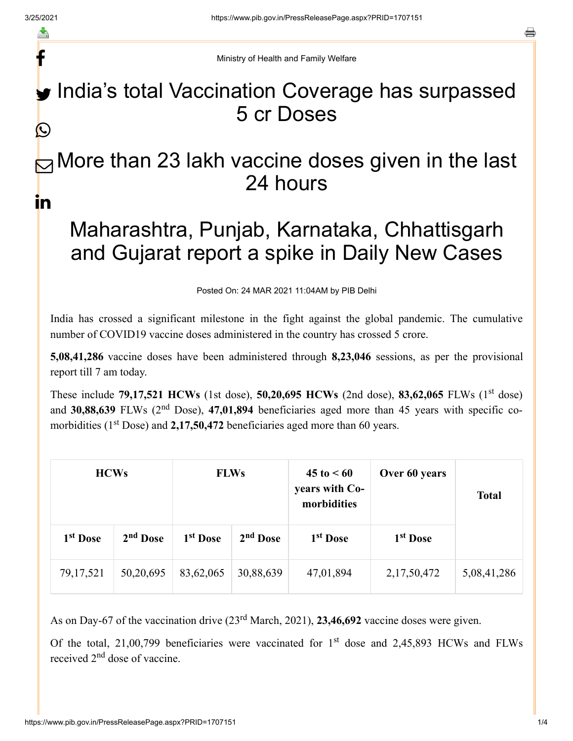Ministry of Health and Family Welfare

# India's total Vaccination Coverage has surpassed 5 cr Doses

# More than 23 lakh vaccine doses given in the last 24 hours

# Maharashtra, Punjab, Karnataka, Chhattisgarh and Gujarat report a spike in Daily New Cases

Posted On: 24 MAR 2021 11:04AM by PIB Delhi

India has crossed a significant milestone in the fight against the global pandemic. The cumulative number of COVID19 vaccine doses administered in the country has crossed 5 crore.

**5,08,41,286** vaccine doses have been administered through **8,23,046** sessions, as per the provisional report till 7 am today.

These include **79,17,521 HCWs** (1st dose), **50,20,695 HCWs** (2nd dose), **83,62,065** FLWs (1st dose) and **30,88,639** FLWs (2nd Dose), **47,01,894** beneficiaries aged more than 45 years with specific co-morbidities (1st Dose) and **2,17,50,472** beneficiaries aged more than 60 years.

| HCWs | | FLWs | | 45 to < 60 years with Co-morbidities | Over 60 years | Total |
|---|---|---|---|---|---|---|
| 1st Dose | 2nd Dose | 1st Dose | 2nd Dose | 1st Dose | 1st Dose | |
| 79,17,521 | 50,20,695 | 83,62,065 | 30,88,639 | 47,01,894 | 2,17,50,472 | 5,08,41,286 |

As on Day-67 of the vaccination drive (23rd March, 2021), **23,46,692** vaccine doses were given.

Of the total, 21,00,799 beneficiaries were vaccinated for 1st dose and 2,45,893 HCWs and FLWs received 2nd dose of vaccine.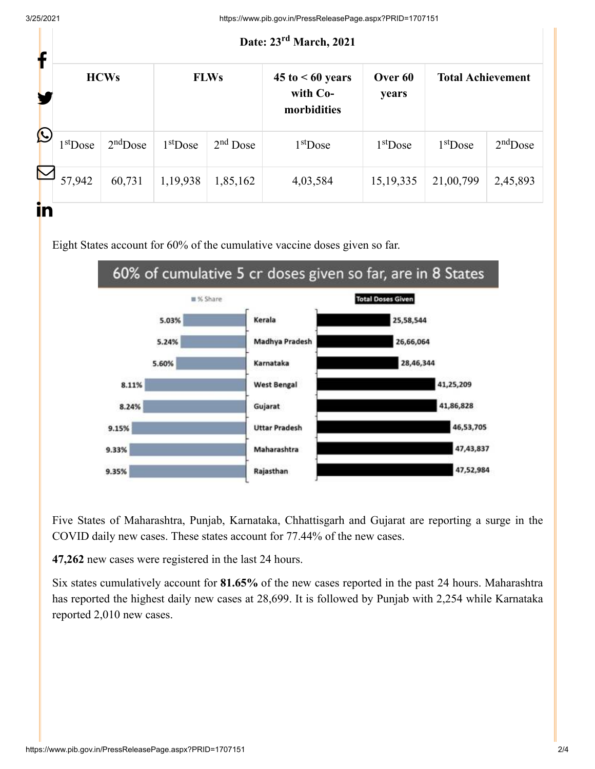**Date: 23rd March, 2021**

| HCWs | | FLWs | | 45 to < 60 years with Co-morbidities | Over 60 years | Total Achievement | |
|---|---|---|---|---|---|---|---|
| 1stDose | 2ndDose | 1stDose | 2nd Dose | 1stDose | 1stDose | 1stDose | 2ndDose |
| 57,942 | 60,731 | 1,19,938 | 1,85,162 | 4,03,584 | 15,19,335 | 21,00,799 | 2,45,893 |

Eight States account for 60% of the cumulative vaccine doses given so far.

**60% of cumulative 5 cr doses given so far, are in 8 States**

| State | % Share | Total Doses Given |
|---|---|---|
| Kerala | 5.03% | 25,58,544 |
| Madhya Pradesh | 5.24% | 26,66,064 |
| Karnataka | 5.60% | 28,46,344 |
| West Bengal | 8.11% | 41,25,209 |
| Gujarat | 8.24% | 41,86,828 |
| Uttar Pradesh | 9.15% | 46,53,705 |
| Maharashtra | 9.33% | 47,43,837 |
| Rajasthan | 9.35% | 47,52,984 |

Five States of Maharashtra, Punjab, Karnataka, Chhattisgarh and Gujarat are reporting a surge in the COVID daily new cases. These states account for 77.44% of the new cases.

**47,262** new cases were registered in the last 24 hours.

Six states cumulatively account for **81.65%** of the new cases reported in the past 24 hours. Maharashtra has reported the highest daily new cases at 28,699. It is followed by Punjab with 2,254 while Karnataka reported 2,010 new cases.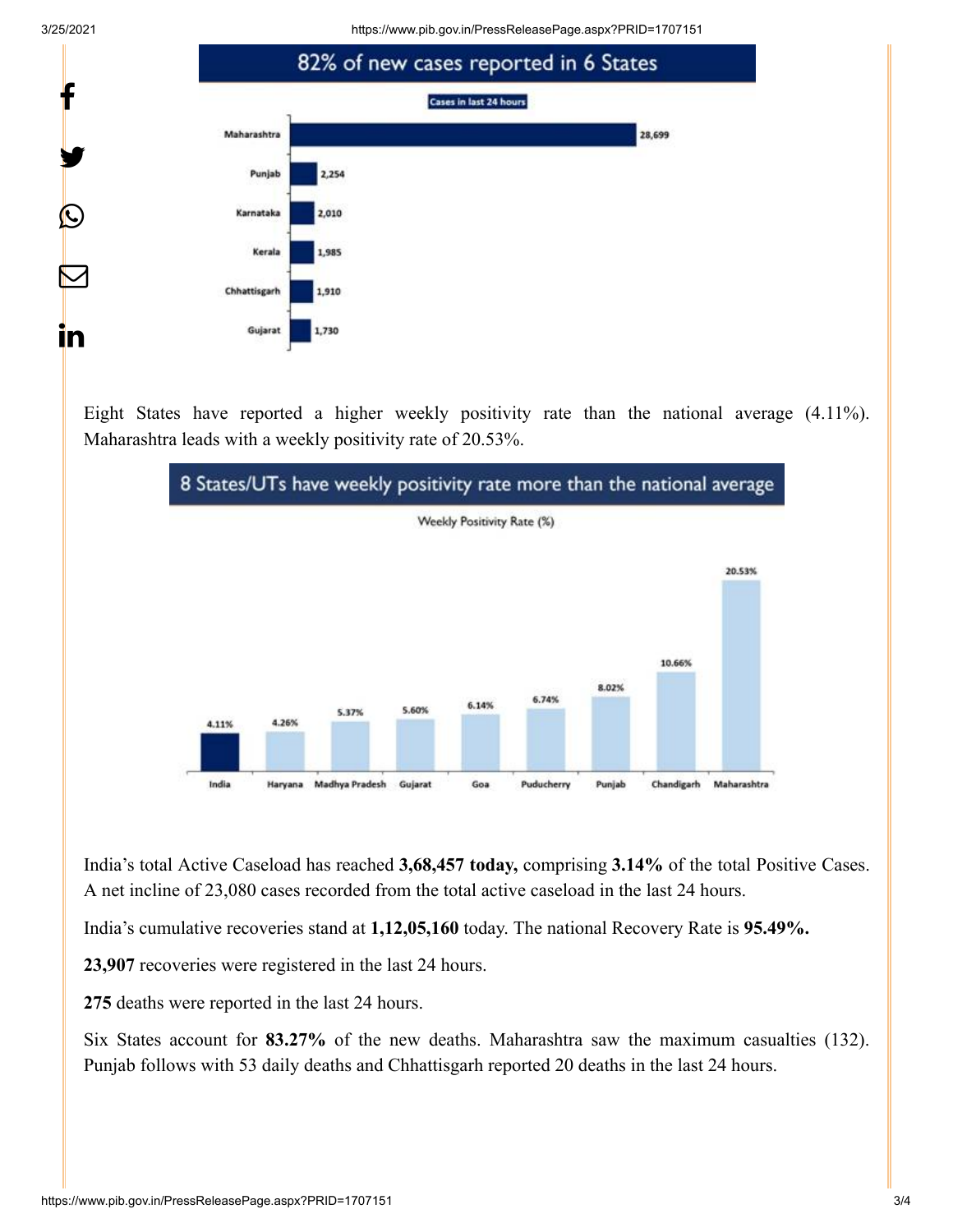## 82% of new cases reported in 6 States

Cases in last 24 hours

| State | Cases |
| --- | --- |
| Maharashtra | 28,699 |
| Punjab | 2,254 |
| Karnataka | 2,010 |
| Kerala | 1,985 |
| Chhattisgarh | 1,910 |
| Gujarat | 1,730 |

Eight States have reported a higher weekly positivity rate than the national average (4.11%). Maharashtra leads with a weekly positivity rate of 20.53%.

## 8 States/UTs have weekly positivity rate more than the national average

Weekly Positivity Rate (%)

| State/UT | Weekly Positivity Rate |
| --- | --- |
| India | 4.11% |
| Haryana | 4.26% |
| Madhya Pradesh | 5.37% |
| Gujarat | 5.60% |
| Goa | 6.14% |
| Puducherry | 6.74% |
| Punjab | 8.02% |
| Chandigarh | 10.66% |
| Maharashtra | 20.53% |

India's total Active Caseload has reached **3,68,457 today,** comprising **3.14%** of the total Positive Cases. A net incline of 23,080 cases recorded from the total active caseload in the last 24 hours.

India's cumulative recoveries stand at **1,12,05,160** today. The national Recovery Rate is **95.49%.**

**23,907** recoveries were registered in the last 24 hours.

**275** deaths were reported in the last 24 hours.

Six States account for **83.27%** of the new deaths. Maharashtra saw the maximum casualties (132). Punjab follows with 53 daily deaths and Chhattisgarh reported 20 deaths in the last 24 hours.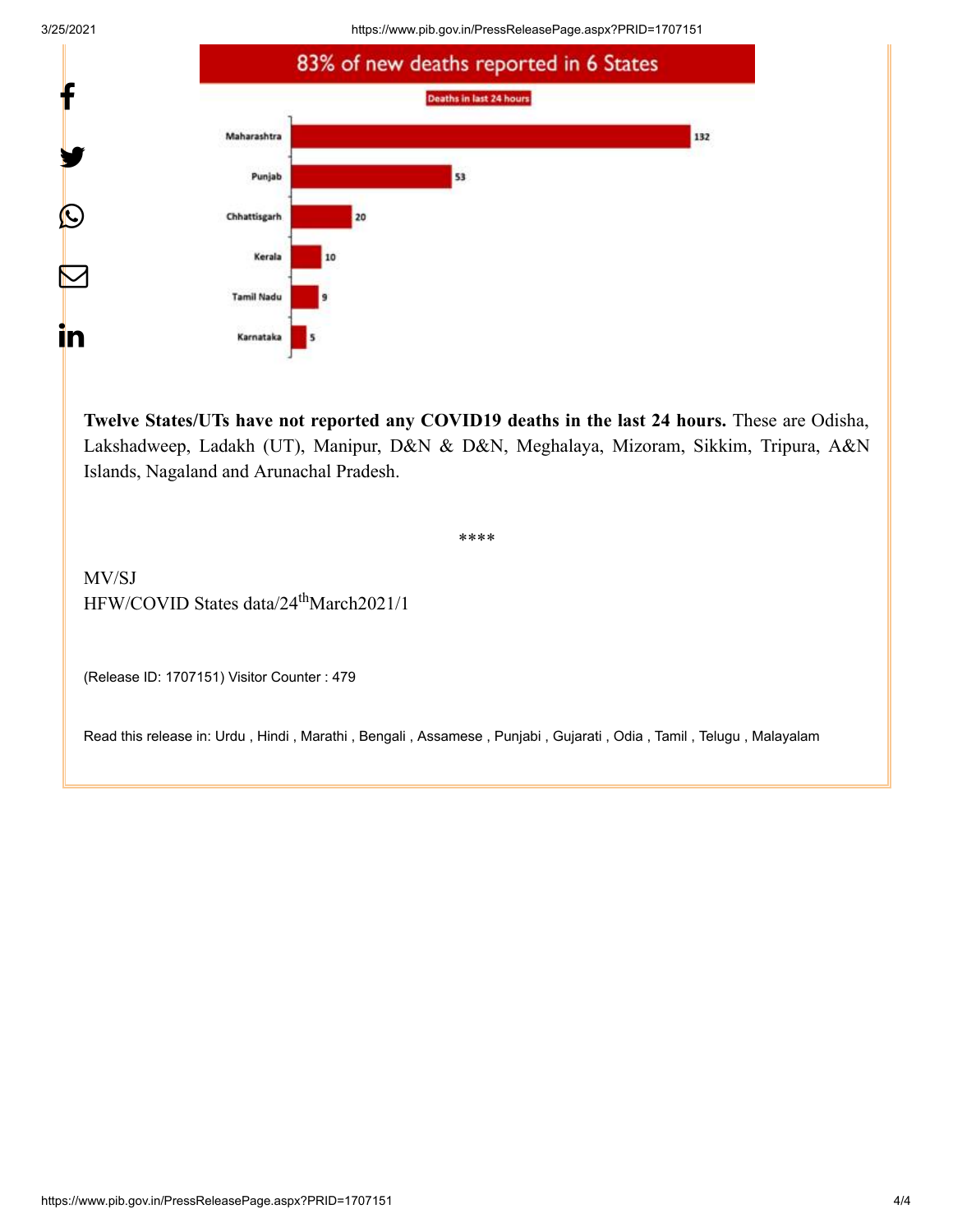83% of new deaths reported in 6 States

Deaths in last 24 hours

Maharashtra 132

Punjab 53

Chhattisgarh 20

Kerala 10

Tamil Nadu 9

Karnataka 5

**Twelve States/UTs have not reported any COVID19 deaths in the last 24 hours.** These are Odisha, Lakshadweep, Ladakh (UT), Manipur, D&N & D&N, Meghalaya, Mizoram, Sikkim, Tripura, A&N Islands, Nagaland and Arunachal Pradesh.

****

MV/SJ
HFW/COVID States data/24th March2021/1

(Release ID: 1707151) Visitor Counter : 479

Read this release in: Urdu , Hindi , Marathi , Bengali , Assamese , Punjabi , Gujarati , Odia , Tamil , Telugu , Malayalam